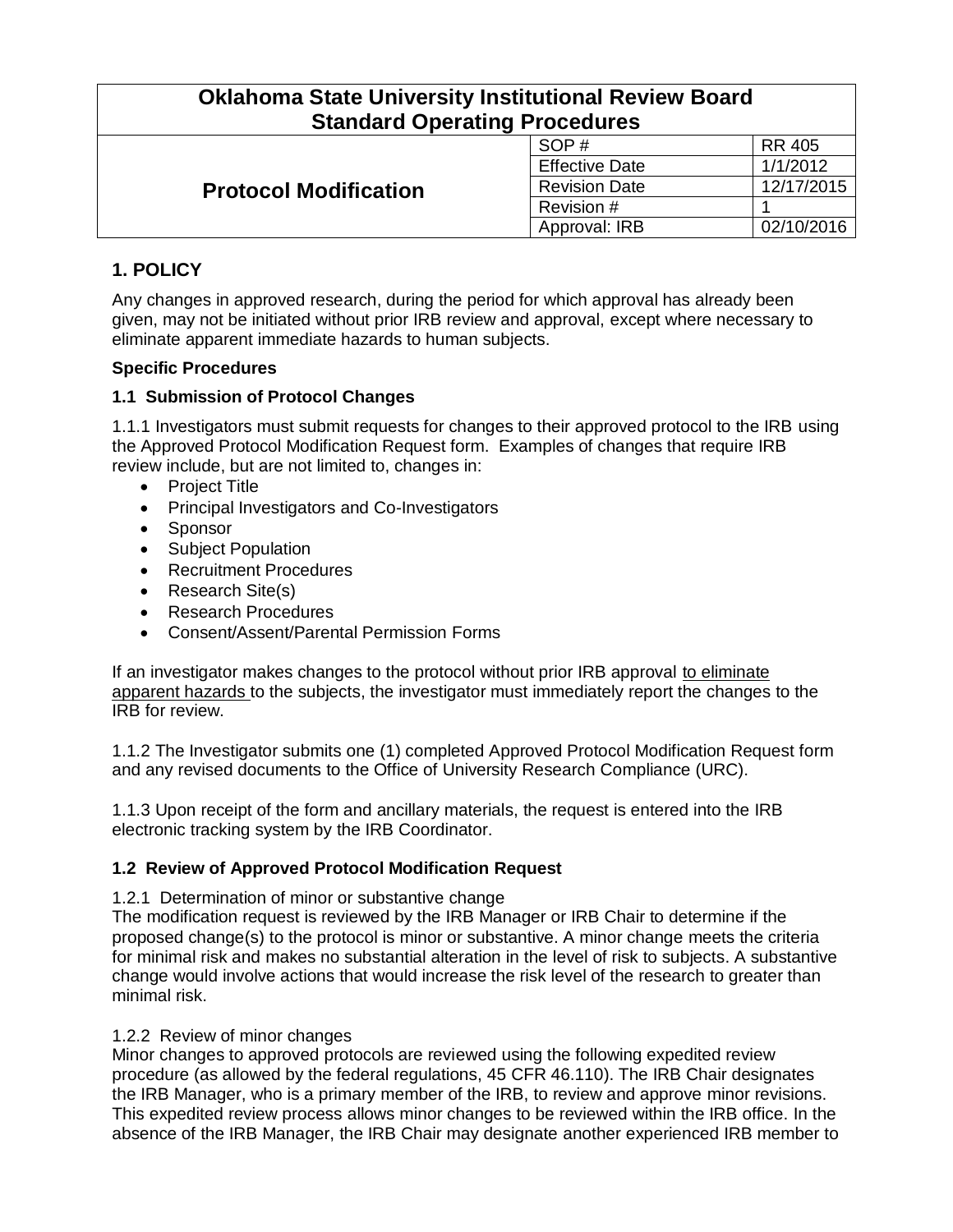| Oklahoma State University Institutional Review Board Standard Operating Procedures | | |
|---|---|---|
| **Protocol Modification** | SOP # | RR 405 |
| | Effective Date | 1/1/2012 |
| | Revision Date | 12/17/2015 |
| | Revision # | 1 |
| | Approval: IRB | 02/10/2016 |

## 1. POLICY

Any changes in approved research, during the period for which approval has already been given, may not be initiated without prior IRB review and approval, except where necessary to eliminate apparent immediate hazards to human subjects.

**Specific Procedures**

### 1.1 Submission of Protocol Changes

1.1.1 Investigators must submit requests for changes to their approved protocol to the IRB using the Approved Protocol Modification Request form. Examples of changes that require IRB review include, but are not limited to, changes in:

- Project Title
- Principal Investigators and Co-Investigators
- Sponsor
- Subject Population
- Recruitment Procedures
- Research Site(s)
- Research Procedures
- Consent/Assent/Parental Permission Forms

If an investigator makes changes to the protocol without prior IRB approval to eliminate apparent hazards to the subjects, the investigator must immediately report the changes to the IRB for review.

1.1.2 The Investigator submits one (1) completed Approved Protocol Modification Request form and any revised documents to the Office of University Research Compliance (URC).

1.1.3 Upon receipt of the form and ancillary materials, the request is entered into the IRB electronic tracking system by the IRB Coordinator.

### 1.2 Review of Approved Protocol Modification Request

1.2.1 Determination of minor or substantive change

The modification request is reviewed by the IRB Manager or IRB Chair to determine if the proposed change(s) to the protocol is minor or substantive. A minor change meets the criteria for minimal risk and makes no substantial alteration in the level of risk to subjects. A substantive change would involve actions that would increase the risk level of the research to greater than minimal risk.

1.2.2 Review of minor changes

Minor changes to approved protocols are reviewed using the following expedited review procedure (as allowed by the federal regulations, 45 CFR 46.110). The IRB Chair designates the IRB Manager, who is a primary member of the IRB, to review and approve minor revisions. This expedited review process allows minor changes to be reviewed within the IRB office. In the absence of the IRB Manager, the IRB Chair may designate another experienced IRB member to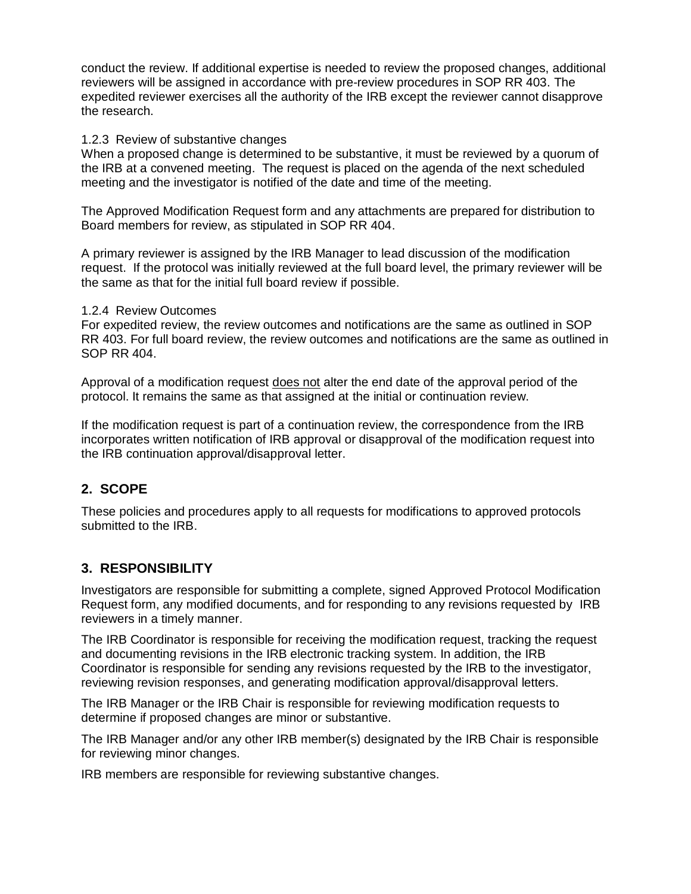conduct the review. If additional expertise is needed to review the proposed changes, additional reviewers will be assigned in accordance with pre-review procedures in SOP RR 403. The expedited reviewer exercises all the authority of the IRB except the reviewer cannot disapprove the research.

1.2.3 Review of substantive changes

When a proposed change is determined to be substantive, it must be reviewed by a quorum of the IRB at a convened meeting. The request is placed on the agenda of the next scheduled meeting and the investigator is notified of the date and time of the meeting.

The Approved Modification Request form and any attachments are prepared for distribution to Board members for review, as stipulated in SOP RR 404.

A primary reviewer is assigned by the IRB Manager to lead discussion of the modification request. If the protocol was initially reviewed at the full board level, the primary reviewer will be the same as that for the initial full board review if possible.

1.2.4 Review Outcomes

For expedited review, the review outcomes and notifications are the same as outlined in SOP RR 403. For full board review, the review outcomes and notifications are the same as outlined in SOP RR 404.

Approval of a modification request does not alter the end date of the approval period of the protocol. It remains the same as that assigned at the initial or continuation review.

If the modification request is part of a continuation review, the correspondence from the IRB incorporates written notification of IRB approval or disapproval of the modification request into the IRB continuation approval/disapproval letter.

## 2. SCOPE

These policies and procedures apply to all requests for modifications to approved protocols submitted to the IRB.

## 3. RESPONSIBILITY

Investigators are responsible for submitting a complete, signed Approved Protocol Modification Request form, any modified documents, and for responding to any revisions requested by IRB reviewers in a timely manner.

The IRB Coordinator is responsible for receiving the modification request, tracking the request and documenting revisions in the IRB electronic tracking system. In addition, the IRB Coordinator is responsible for sending any revisions requested by the IRB to the investigator, reviewing revision responses, and generating modification approval/disapproval letters.

The IRB Manager or the IRB Chair is responsible for reviewing modification requests to determine if proposed changes are minor or substantive.

The IRB Manager and/or any other IRB member(s) designated by the IRB Chair is responsible for reviewing minor changes.

IRB members are responsible for reviewing substantive changes.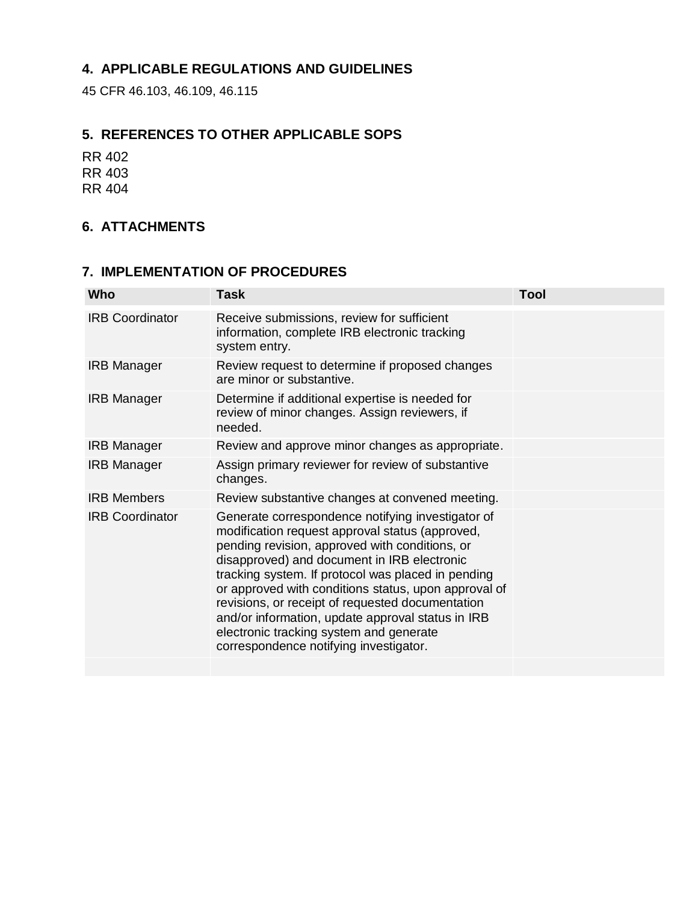## 4. APPLICABLE REGULATIONS AND GUIDELINES

45 CFR 46.103, 46.109, 46.115

## 5. REFERENCES TO OTHER APPLICABLE SOPS

RR 402
RR 403
RR 404

## 6. ATTACHMENTS

## 7. IMPLEMENTATION OF PROCEDURES

| Who | Task | Tool |
|---|---|---|
| IRB Coordinator | Receive submissions, review for sufficient information, complete IRB electronic tracking system entry. | |
| IRB Manager | Review request to determine if proposed changes are minor or substantive. | |
| IRB Manager | Determine if additional expertise is needed for review of minor changes. Assign reviewers, if needed. | |
| IRB Manager | Review and approve minor changes as appropriate. | |
| IRB Manager | Assign primary reviewer for review of substantive changes. | |
| IRB Members | Review substantive changes at convened meeting. | |
| IRB Coordinator | Generate correspondence notifying investigator of modification request approval status (approved, pending revision, approved with conditions, or disapproved) and document in IRB electronic tracking system. If protocol was placed in pending or approved with conditions status, upon approval of revisions, or receipt of requested documentation and/or information, update approval status in IRB electronic tracking system and generate correspondence notifying investigator. | |
| | | |